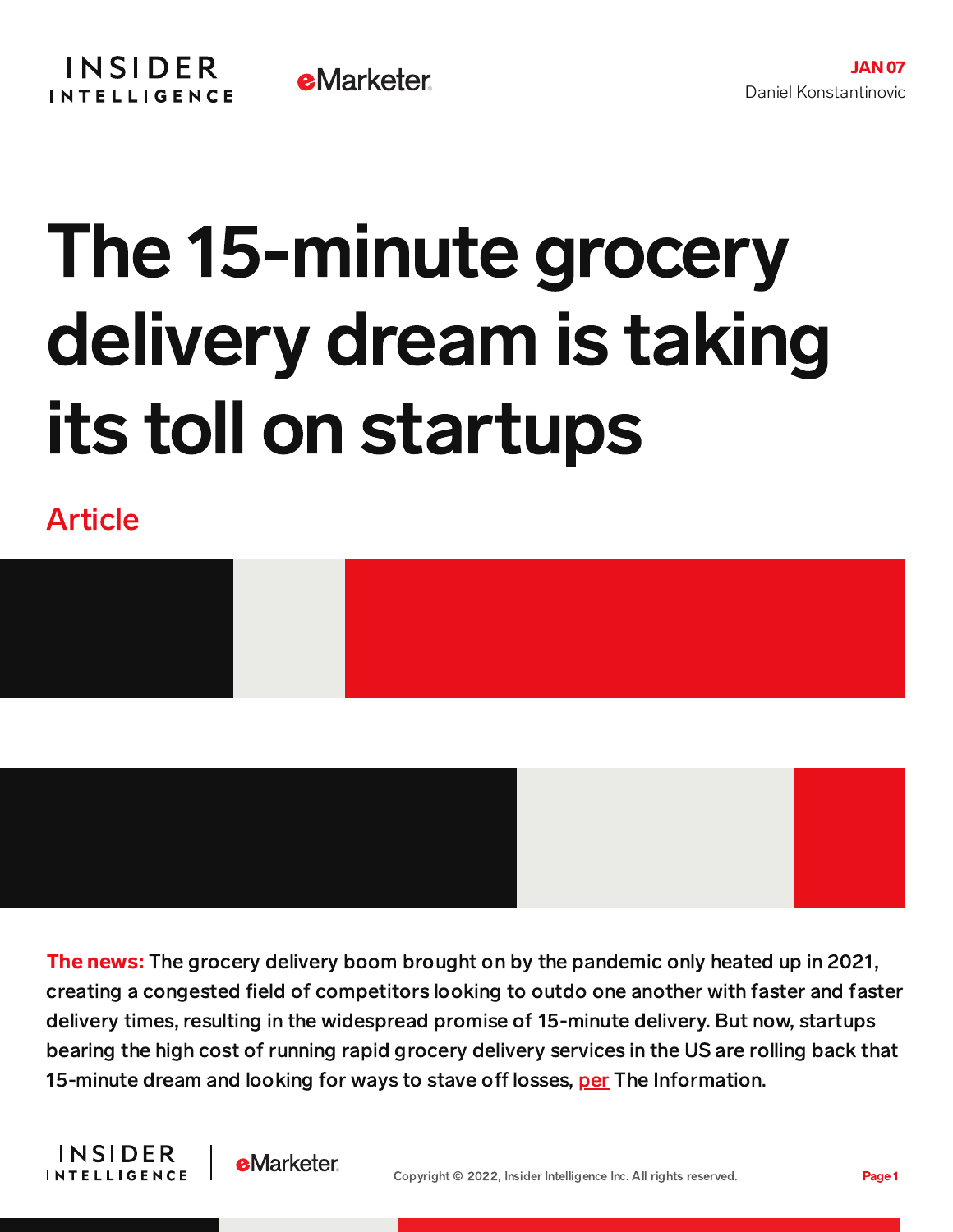JAN 07

Daniel Konstantinovic

# The 15-minute grocery delivery dream is taking its toll on startups

Article

**The news:** The grocery delivery boom brought on by the pandemic only heated up in 2021, creating a congested field of competitors looking to outdo one another with faster and faster delivery times, resulting in the widespread promise of 15-minute delivery. But now, startups bearing the high cost of running rapid grocery delivery services in the US are rolling back that 15-minute dream and looking for ways to stave off losses, per The Information.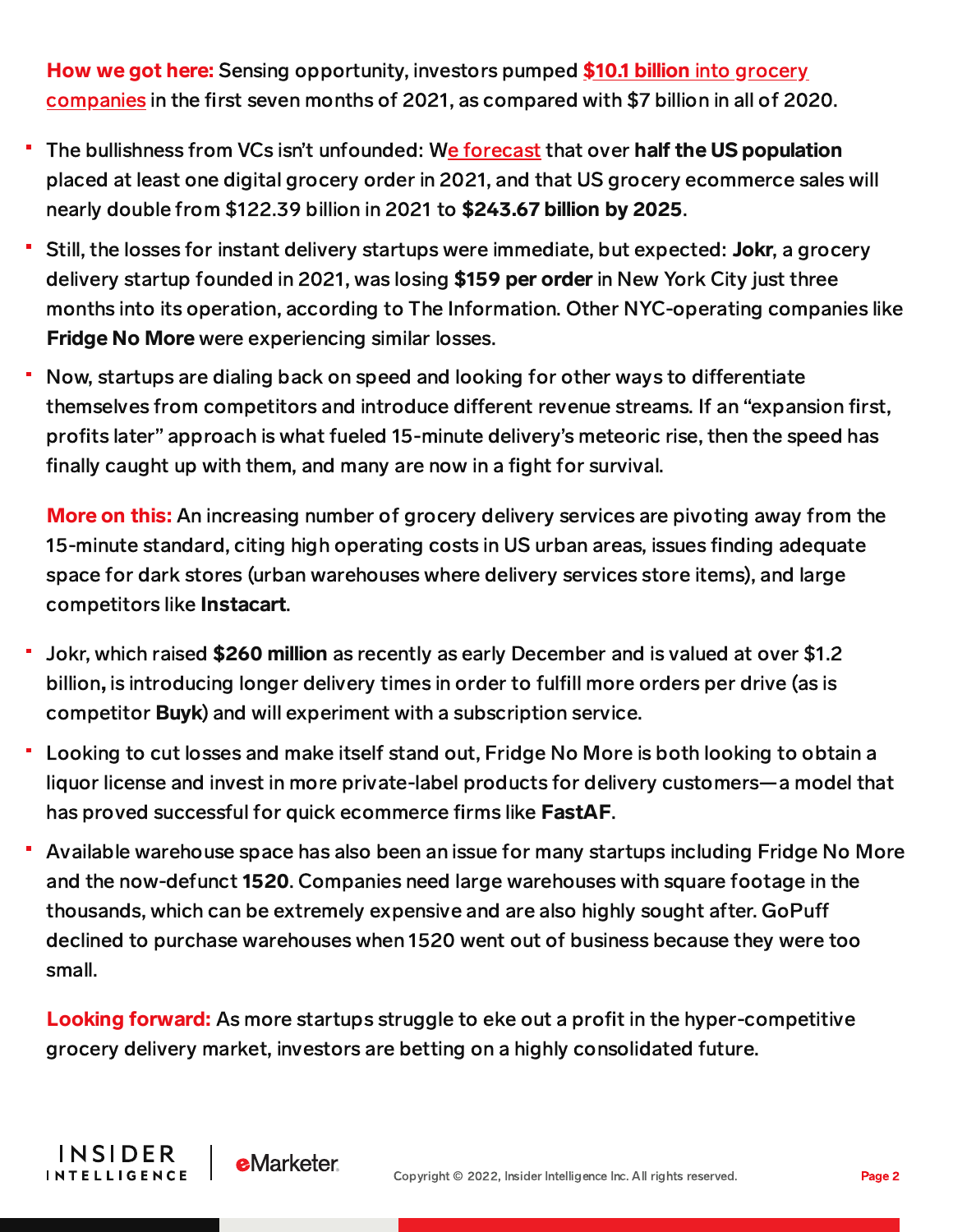**How we got here:** Sensing opportunity, investors pumped **$10.1 billion** into grocery companies in the first seven months of 2021, as compared with $7 billion in all of 2020.

- The bullishness from VCs isn't unfounded: We forecast that over **half the US population** placed at least one digital grocery order in 2021, and that US grocery ecommerce sales will nearly double from $122.39 billion in 2021 to **$243.67 billion by 2025**.
- Still, the losses for instant delivery startups were immediate, but expected: **Jokr**, a grocery delivery startup founded in 2021, was losing **$159 per order** in New York City just three months into its operation, according to The Information. Other NYC-operating companies like **Fridge No More** were experiencing similar losses.
- Now, startups are dialing back on speed and looking for other ways to differentiate themselves from competitors and introduce different revenue streams. If an "expansion first, profits later" approach is what fueled 15-minute delivery's meteoric rise, then the speed has finally caught up with them, and many are now in a fight for survival.

**More on this:** An increasing number of grocery delivery services are pivoting away from the 15-minute standard, citing high operating costs in US urban areas, issues finding adequate space for dark stores (urban warehouses where delivery services store items), and large competitors like **Instacart**.

- Jokr, which raised **$260 million** as recently as early December and is valued at over $1.2 billion, is introducing longer delivery times in order to fulfill more orders per drive (as is competitor **Buyk**) and will experiment with a subscription service.
- Looking to cut losses and make itself stand out, Fridge No More is both looking to obtain a liquor license and invest in more private-label products for delivery customers—a model that has proved successful for quick ecommerce firms like **FastAF**.
- Available warehouse space has also been an issue for many startups including Fridge No More and the now-defunct **1520**. Companies need large warehouses with square footage in the thousands, which can be extremely expensive and are also highly sought after. GoPuff declined to purchase warehouses when 1520 went out of business because they were too small.

**Looking forward:** As more startups struggle to eke out a profit in the hyper-competitive grocery delivery market, investors are betting on a highly consolidated future.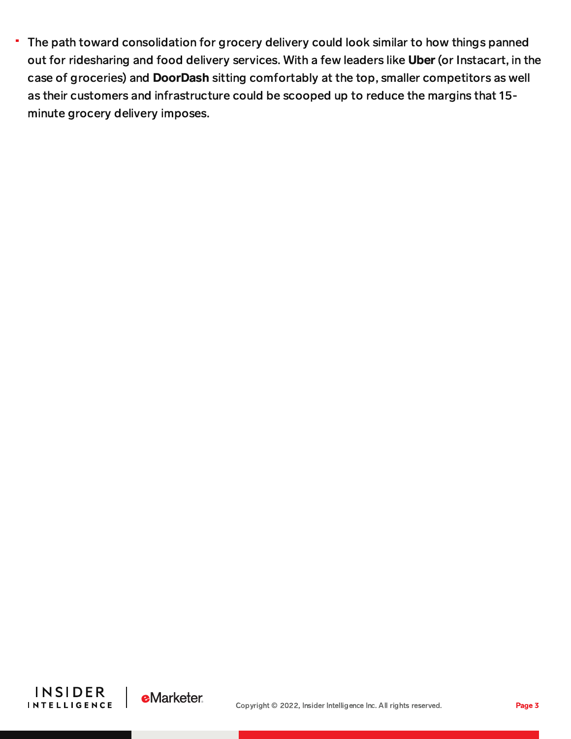- The path toward consolidation for grocery delivery could look similar to how things panned out for ridesharing and food delivery services. With a few leaders like **Uber** (or Instacart, in the case of groceries) and **DoorDash** sitting comfortably at the top, smaller competitors as well as their customers and infrastructure could be scooped up to reduce the margins that 15-minute grocery delivery imposes.